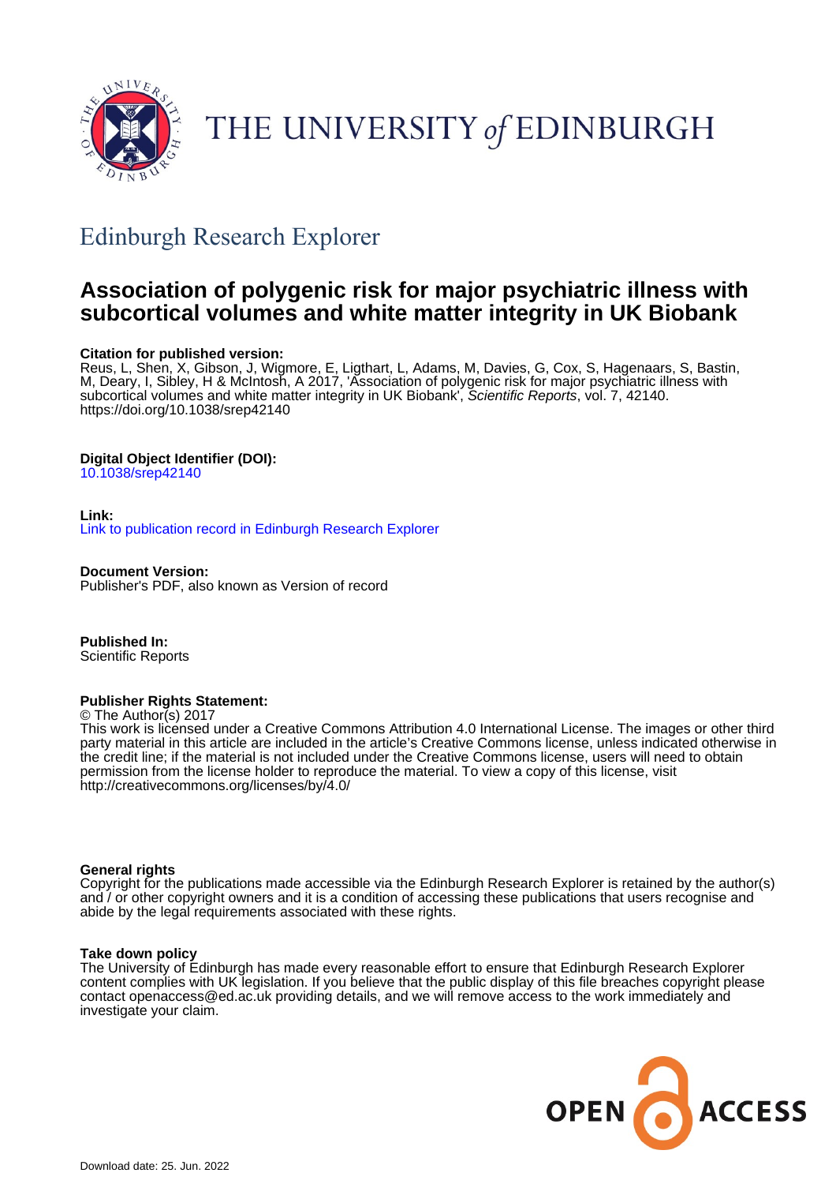THE UNIVERSITY of EDINBURGH

## Edinburgh Research Explorer

# Association of polygenic risk for major psychiatric illness with subcortical volumes and white matter integrity in UK Biobank

**Citation for published version:**
Reus, L, Shen, X, Gibson, J, Wigmore, E, Ligthart, L, Adams, M, Davies, G, Cox, S, Hagenaars, S, Bastin, M, Deary, I, Sibley, H & McIntosh, A 2017, 'Association of polygenic risk for major psychiatric illness with subcortical volumes and white matter integrity in UK Biobank', *Scientific Reports*, vol. 7, 42140. https://doi.org/10.1038/srep42140

**Digital Object Identifier (DOI):**
10.1038/srep42140

**Link:**
Link to publication record in Edinburgh Research Explorer

**Document Version:**
Publisher's PDF, also known as Version of record

**Published In:**
Scientific Reports

**Publisher Rights Statement:**
© The Author(s) 2017
This work is licensed under a Creative Commons Attribution 4.0 International License. The images or other third party material in this article are included in the article's Creative Commons license, unless indicated otherwise in the credit line; if the material is not included under the Creative Commons license, users will need to obtain permission from the license holder to reproduce the material. To view a copy of this license, visit http://creativecommons.org/licenses/by/4.0/

**General rights**
Copyright for the publications made accessible via the Edinburgh Research Explorer is retained by the author(s) and / or other copyright owners and it is a condition of accessing these publications that users recognise and abide by the legal requirements associated with these rights.

**Take down policy**
The University of Edinburgh has made every reasonable effort to ensure that Edinburgh Research Explorer content complies with UK legislation. If you believe that the public display of this file breaches copyright please contact openaccess@ed.ac.uk providing details, and we will remove access to the work immediately and investigate your claim.

OPEN ACCESS

Download date: 25. Jun. 2022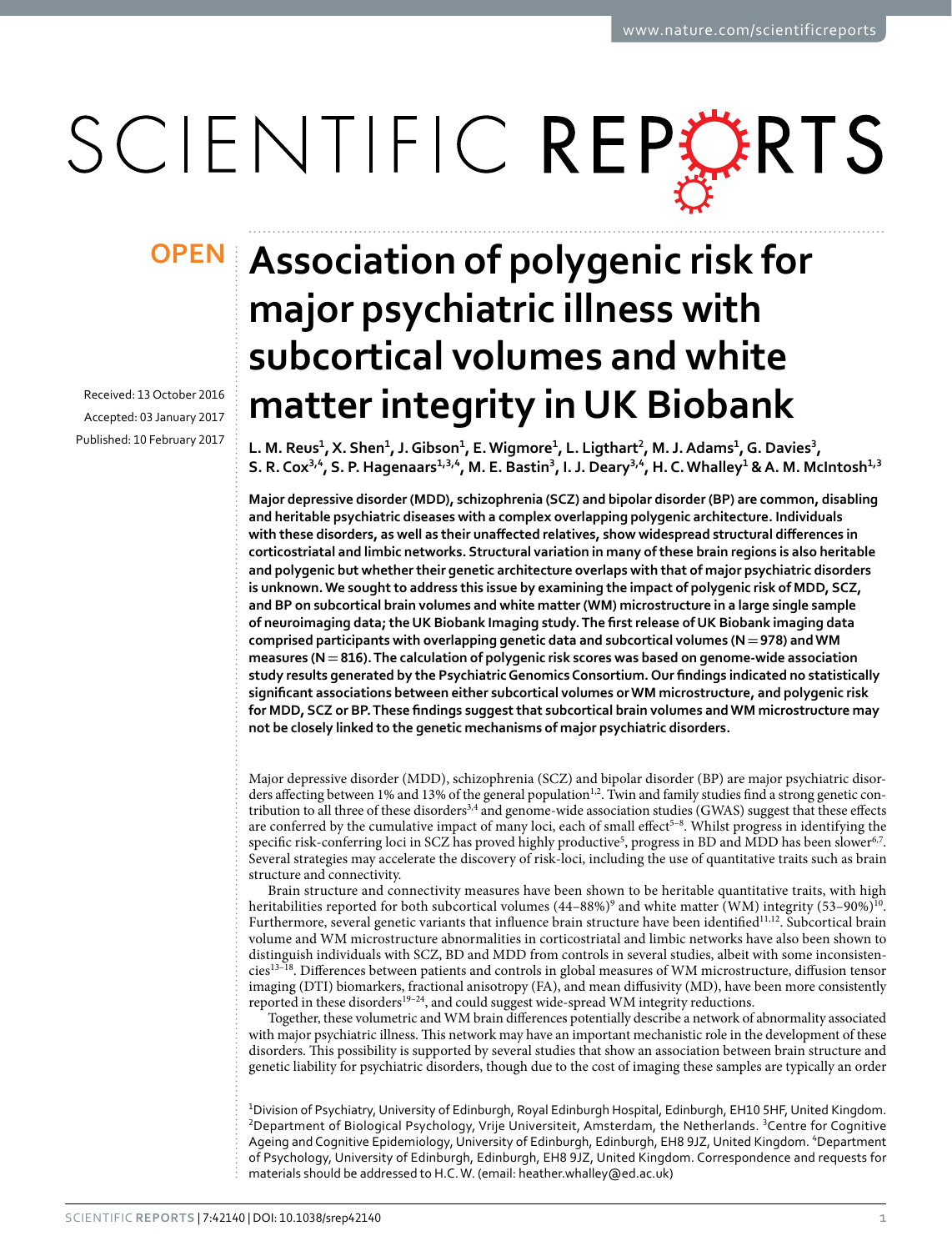# Association of polygenic risk for major psychiatric illness with subcortical volumes and white matter integrity in UK Biobank

Received: 13 October 2016
Accepted: 03 January 2017
Published: 10 February 2017

L. M. Reus[1], X. Shen[1], J. Gibson[1], E. Wigmore[1], L. Ligthart[2], M. J. Adams[1], G. Davies[3], S. R. Cox[3,4], S. P. Hagenaars[1,3,4], M. E. Bastin[3], I. J. Deary[3,4], H. C. Whalley[1] & A. M. McIntosh[1,3]

**Major depressive disorder (MDD), schizophrenia (SCZ) and bipolar disorder (BP) are common, disabling and heritable psychiatric diseases with a complex overlapping polygenic architecture. Individuals with these disorders, as well as their unaffected relatives, show widespread structural differences in corticostriatal and limbic networks. Structural variation in many of these brain regions is also heritable and polygenic but whether their genetic architecture overlaps with that of major psychiatric disorders is unknown. We sought to address this issue by examining the impact of polygenic risk of MDD, SCZ, and BP on subcortical brain volumes and white matter (WM) microstructure in a large single sample of neuroimaging data; the UK Biobank Imaging study. The first release of UK Biobank imaging data comprised participants with overlapping genetic data and subcortical volumes (N = 978) and WM measures (N = 816). The calculation of polygenic risk scores was based on genome-wide association study results generated by the Psychiatric Genomics Consortium. Our findings indicated no statistically significant associations between either subcortical volumes or WM microstructure, and polygenic risk for MDD, SCZ or BP. These findings suggest that subcortical brain volumes and WM microstructure may not be closely linked to the genetic mechanisms of major psychiatric disorders.**

Major depressive disorder (MDD), schizophrenia (SCZ) and bipolar disorder (BP) are major psychiatric disorders affecting between 1% and 13% of the general population[1,2]. Twin and family studies find a strong genetic contribution to all three of these disorders[3,4] and genome-wide association studies (GWAS) suggest that these effects are conferred by the cumulative impact of many loci, each of small effect[5–8]. Whilst progress in identifying the specific risk-conferring loci in SCZ has proved highly productive[5], progress in BD and MDD has been slower[6,7]. Several strategies may accelerate the discovery of risk-loci, including the use of quantitative traits such as brain structure and connectivity.

Brain structure and connectivity measures have been shown to be heritable quantitative traits, with high heritabilities reported for both subcortical volumes (44–88%)[9] and white matter (WM) integrity (53–90%)[10]. Furthermore, several genetic variants that influence brain structure have been identified[11,12]. Subcortical brain volume and WM microstructure abnormalities in corticostriatal and limbic networks have also been shown to distinguish individuals with SCZ, BD and MDD from controls in several studies, albeit with some inconsistencies[13–18]. Differences between patients and controls in global measures of WM microstructure, diffusion tensor imaging (DTI) biomarkers, fractional anisotropy (FA), and mean diffusivity (MD), have been more consistently reported in these disorders[19–24], and could suggest wide-spread WM integrity reductions.

Together, these volumetric and WM brain differences potentially describe a network of abnormality associated with major psychiatric illness. This network may have an important mechanistic role in the development of these disorders. This possibility is supported by several studies that show an association between brain structure and genetic liability for psychiatric disorders, though due to the cost of imaging these samples are typically an order

[1]Division of Psychiatry, University of Edinburgh, Royal Edinburgh Hospital, Edinburgh, EH10 5HF, United Kingdom. [2]Department of Biological Psychology, Vrije Universiteit, Amsterdam, the Netherlands. [3]Centre for Cognitive Ageing and Cognitive Epidemiology, University of Edinburgh, Edinburgh, EH8 9JZ, United Kingdom. [4]Department of Psychology, University of Edinburgh, Edinburgh, EH8 9JZ, United Kingdom. Correspondence and requests for materials should be addressed to H.C.W. (email: heather.whalley@ed.ac.uk)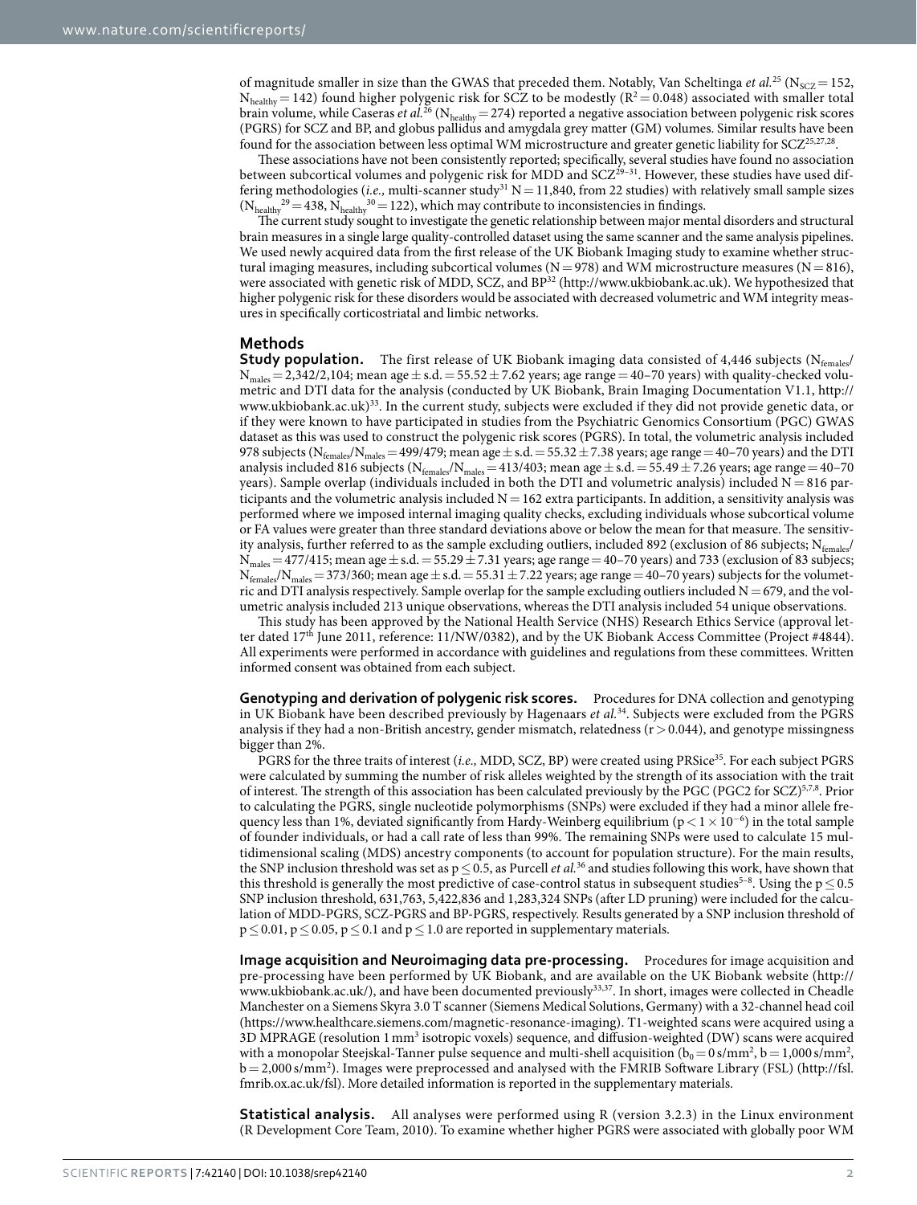of magnitude smaller in size than the GWAS that preceded them. Notably, Van Scheltinga *et al.*[25] ($N_{SCZ} = 152$, $N_{healthy} = 142$) found higher polygenic risk for SCZ to be modestly ($R^2 = 0.048$) associated with smaller total brain volume, while Caseras *et al.*[26] ($N_{healthy} = 274$) reported a negative association between polygenic risk scores (PGRS) for SCZ and BP, and globus pallidus and amygdala grey matter (GM) volumes. Similar results have been found for the association between less optimal WM microstructure and greater genetic liability for SCZ[25,27,28].

These associations have not been consistently reported; specifically, several studies have found no association between subcortical volumes and polygenic risk for MDD and SCZ[29–31]. However, these studies have used differing methodologies (*i.e.,* multi-scanner study[31] N = 11,840, from 22 studies) with relatively small sample sizes ($N_{healthy}$[29] = 438, $N_{healthy}$[30] = 122), which may contribute to inconsistencies in findings.

The current study sought to investigate the genetic relationship between major mental disorders and structural brain measures in a single large quality-controlled dataset using the same scanner and the same analysis pipelines. We used newly acquired data from the first release of the UK Biobank Imaging study to examine whether structural imaging measures, including subcortical volumes (N = 978) and WM microstructure measures (N = 816), were associated with genetic risk of MDD, SCZ, and BP[32] (http://www.ukbiobank.ac.uk). We hypothesized that higher polygenic risk for these disorders would be associated with decreased volumetric and WM integrity measures in specifically corticostriatal and limbic networks.

## Methods

**Study population.** The first release of UK Biobank imaging data consisted of 4,446 subjects ($N_{females}/N_{males}$ = 2,342/2,104; mean age ± s.d. = 55.52 ± 7.62 years; age range = 40–70 years) with quality-checked volumetric and DTI data for the analysis (conducted by UK Biobank, Brain Imaging Documentation V1.1, http://www.ukbiobank.ac.uk)[33]. In the current study, subjects were excluded if they did not provide genetic data, or if they were known to have participated in studies from the Psychiatric Genomics Consortium (PGC) GWAS dataset as this was used to construct the polygenic risk scores (PGRS). In total, the volumetric analysis included 978 subjects ($N_{females}/N_{males}$ = 499/479; mean age ± s.d. = 55.32 ± 7.38 years; age range = 40–70 years) and the DTI analysis included 816 subjects ($N_{females}/N_{males}$ = 413/403; mean age ± s.d. = 55.49 ± 7.26 years; age range = 40–70 years). Sample overlap (individuals included in both the DTI and volumetric analysis) included N = 816 participants and the volumetric analysis included N = 162 extra participants. In addition, a sensitivity analysis was performed where we imposed internal imaging quality checks, excluding individuals whose subcortical volume or FA values were greater than three standard deviations above or below the mean for that measure. The sensitivity analysis, further referred to as the sample excluding outliers, included 892 (exclusion of 86 subjects; $N_{females}/N_{males}$ = 477/415; mean age ± s.d. = 55.29 ± 7.31 years; age range = 40–70 years) and 733 (exclusion of 83 subjects; $N_{females}/N_{males}$ = 373/360; mean age ± s.d. = 55.31 ± 7.22 years; age range = 40–70 years) subjects for the volumetric and DTI analysis respectively. Sample overlap for the sample excluding outliers included N = 679, and the volumetric analysis included 213 unique observations, whereas the DTI analysis included 54 unique observations.

This study has been approved by the National Health Service (NHS) Research Ethics Service (approval letter dated 17th June 2011, reference: 11/NW/0382), and by the UK Biobank Access Committee (Project #4844). All experiments were performed in accordance with guidelines and regulations from these committees. Written informed consent was obtained from each subject.

**Genotyping and derivation of polygenic risk scores.** Procedures for DNA collection and genotyping in UK Biobank have been described previously by Hagenaars *et al.*[34]. Subjects were excluded from the PGRS analysis if they had a non-British ancestry, gender mismatch, relatedness ($r > 0.044$), and genotype missingness bigger than 2%.

PGRS for the three traits of interest (*i.e.,* MDD, SCZ, BP) were created using PRSice[35]. For each subject PGRS were calculated by summing the number of risk alleles weighted by the strength of its association with the trait of interest. The strength of this association has been calculated previously by the PGC (PGC2 for SCZ)[5,7,8]. Prior to calculating the PGRS, single nucleotide polymorphisms (SNPs) were excluded if they had a minor allele frequency less than 1%, deviated significantly from Hardy-Weinberg equilibrium ($p < 1 \times 10^{-6}$) in the total sample of founder individuals, or had a call rate of less than 99%. The remaining SNPs were used to calculate 15 multidimensional scaling (MDS) ancestry components (to account for population structure). For the main results, the SNP inclusion threshold was set as $p \leq 0.5$, as Purcell *et al.*[36] and studies following this work, have shown that this threshold is generally the most predictive of case-control status in subsequent studies[5–8]. Using the $p \leq 0.5$ SNP inclusion threshold, 631,763, 5,422,836 and 1,283,324 SNPs (after LD pruning) were included for the calculation of MDD-PGRS, SCZ-PGRS and BP-PGRS, respectively. Results generated by a SNP inclusion threshold of $p \leq 0.01$, $p \leq 0.05$, $p \leq 0.1$ and $p \leq 1.0$ are reported in supplementary materials.

**Image acquisition and Neuroimaging data pre-processing.** Procedures for image acquisition and pre-processing have been performed by UK Biobank, and are available on the UK Biobank website (http://www.ukbiobank.ac.uk/), and have been documented previously[33,37]. In short, images were collected in Cheadle Manchester on a Siemens Skyra 3.0 T scanner (Siemens Medical Solutions, Germany) with a 32-channel head coil (https://www.healthcare.siemens.com/magnetic-resonance-imaging). T1-weighted scans were acquired using a 3D MPRAGE (resolution 1 mm$^3$ isotropic voxels) sequence, and diffusion-weighted (DW) scans were acquired with a monopolar Steejskal-Tanner pulse sequence and multi-shell acquisition ($b_0 = 0$ s/mm$^2$, $b = 1{,}000$ s/mm$^2$, $b = 2{,}000$ s/mm$^2$). Images were preprocessed and analysed with the FMRIB Software Library (FSL) (http://fsl.fmrib.ox.ac.uk/fsl). More detailed information is reported in the supplementary materials.

**Statistical analysis.** All analyses were performed using R (version 3.2.3) in the Linux environment (R Development Core Team, 2010). To examine whether higher PGRS were associated with globally poor WM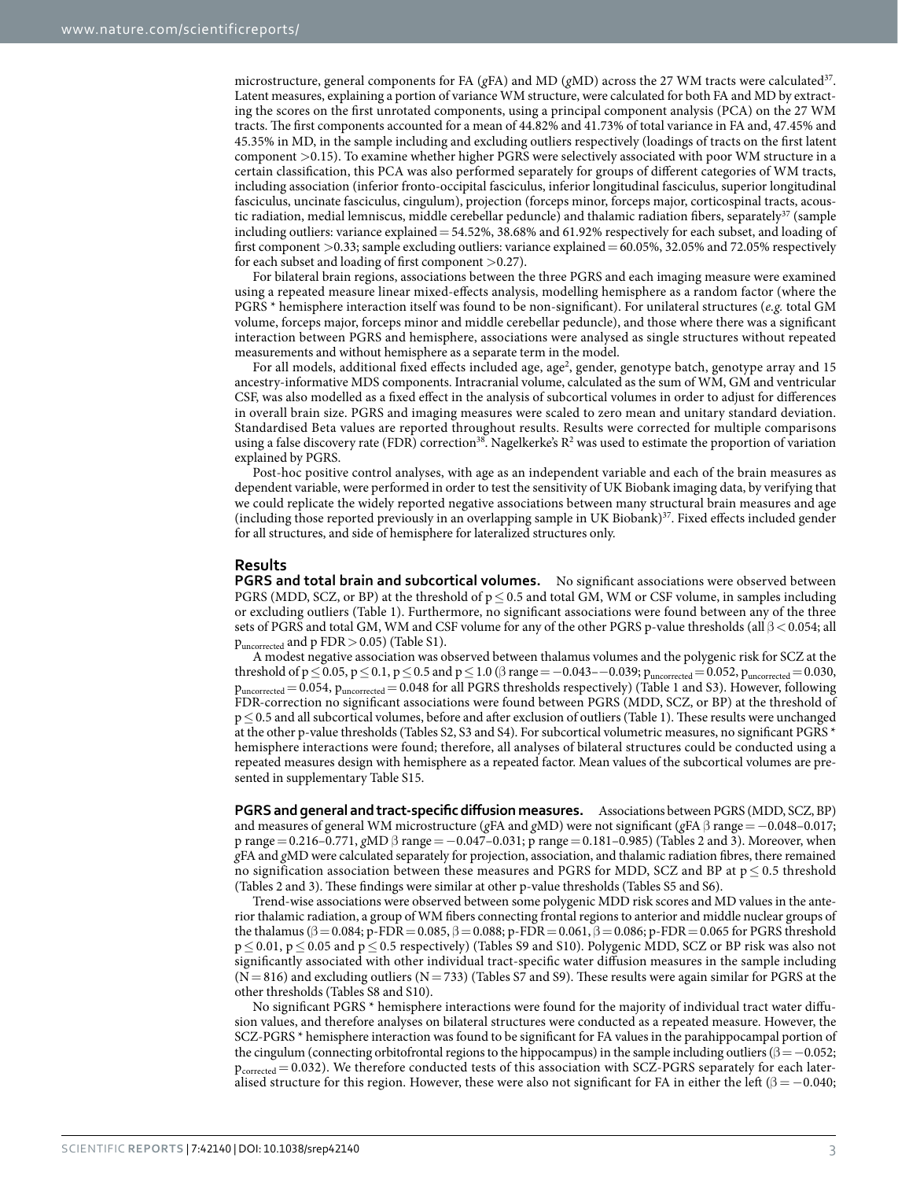microstructure, general components for FA (*g*FA) and MD (*g*MD) across the 27 WM tracts were calculated[37]. Latent measures, explaining a portion of variance WM structure, were calculated for both FA and MD by extracting the scores on the first unrotated components, using a principal component analysis (PCA) on the 27 WM tracts. The first components accounted for a mean of 44.82% and 41.73% of total variance in FA and, 47.45% and 45.35% in MD, in the sample including and excluding outliers respectively (loadings of tracts on the first latent component >0.15). To examine whether higher PGRS were selectively associated with poor WM structure in a certain classification, this PCA was also performed separately for groups of different categories of WM tracts, including association (inferior fronto-occipital fasciculus, inferior longitudinal fasciculus, superior longitudinal fasciculus, uncinate fasciculus, cingulum), projection (forceps minor, forceps major, corticospinal tracts, acoustic radiation, medial lemniscus, middle cerebellar peduncle) and thalamic radiation fibers, separately[37] (sample including outliers: variance explained = 54.52%, 38.68% and 61.92% respectively for each subset, and loading of first component >0.33; sample excluding outliers: variance explained = 60.05%, 32.05% and 72.05% respectively for each subset and loading of first component >0.27).

For bilateral brain regions, associations between the three PGRS and each imaging measure were examined using a repeated measure linear mixed-effects analysis, modelling hemisphere as a random factor (where the PGRS * hemisphere interaction itself was found to be non-significant). For unilateral structures (*e.g.* total GM volume, forceps major, forceps minor and middle cerebellar peduncle), and those where there was a significant interaction between PGRS and hemisphere, associations were analysed as single structures without repeated measurements and without hemisphere as a separate term in the model.

For all models, additional fixed effects included age, age[2], gender, genotype batch, genotype array and 15 ancestry-informative MDS components. Intracranial volume, calculated as the sum of WM, GM and ventricular CSF, was also modelled as a fixed effect in the analysis of subcortical volumes in order to adjust for differences in overall brain size. PGRS and imaging measures were scaled to zero mean and unitary standard deviation. Standardised Beta values are reported throughout results. Results were corrected for multiple comparisons using a false discovery rate (FDR) correction[38]. Nagelkerke's $R^2$ was used to estimate the proportion of variation explained by PGRS.

Post-hoc positive control analyses, with age as an independent variable and each of the brain measures as dependent variable, were performed in order to test the sensitivity of UK Biobank imaging data, by verifying that we could replicate the widely reported negative associations between many structural brain measures and age (including those reported previously in an overlapping sample in UK Biobank)[37]. Fixed effects included gender for all structures, and side of hemisphere for lateralized structures only.

## Results

**PGRS and total brain and subcortical volumes.** No significant associations were observed between PGRS (MDD, SCZ, or BP) at the threshold of $p \leq 0.5$ and total GM, WM or CSF volume, in samples including or excluding outliers (Table 1). Furthermore, no significant associations were found between any of the three sets of PGRS and total GM, WM and CSF volume for any of the other PGRS p-value thresholds (all $\beta < 0.054$; all $p_{uncorrected}$ and p FDR > 0.05) (Table S1).

A modest negative association was observed between thalamus volumes and the polygenic risk for SCZ at the threshold of $p \leq 0.05$, $p \leq 0.1$, $p \leq 0.5$ and $p \leq 1.0$ ($\beta$ range = −0.043–−0.039; $p_{uncorrected} = 0.052$, $p_{uncorrected} = 0.030$, $p_{uncorrected} = 0.054$, $p_{uncorrected} = 0.048$ for all PGRS thresholds respectively) (Table 1 and S3). However, following FDR-correction no significant associations were found between PGRS (MDD, SCZ, or BP) at the threshold of $p \leq 0.5$ and all subcortical volumes, before and after exclusion of outliers (Table 1). These results were unchanged at the other p-value thresholds (Tables S2, S3 and S4). For subcortical volumetric measures, no significant PGRS * hemisphere interactions were found; therefore, all analyses of bilateral structures could be conducted using a repeated measures design with hemisphere as a repeated factor. Mean values of the subcortical volumes are presented in supplementary Table S15.

**PGRS and general and tract-specific diffusion measures.** Associations between PGRS (MDD, SCZ, BP) and measures of general WM microstructure (*g*FA and *g*MD) were not significant (*g*FA $\beta$ range = −0.048–0.017; p range = 0.216–0.771, *g*MD $\beta$ range = −0.047–0.031; p range = 0.181–0.985) (Tables 2 and 3). Moreover, when *g*FA and *g*MD were calculated separately for projection, association, and thalamic radiation fibres, there remained no signification association between these measures and PGRS for MDD, SCZ and BP at $p \leq 0.5$ threshold (Tables 2 and 3). These findings were similar at other p-value thresholds (Tables S5 and S6).

Trend-wise associations were observed between some polygenic MDD risk scores and MD values in the anterior thalamic radiation, a group of WM fibers connecting frontal regions to anterior and middle nuclear groups of the thalamus ($\beta = 0.084$; p-FDR = 0.085, $\beta = 0.088$; p-FDR = 0.061, $\beta = 0.086$; p-FDR = 0.065 for PGRS threshold $p \leq 0.01$, $p \leq 0.05$ and $p \leq 0.5$ respectively) (Tables S9 and S10). Polygenic MDD, SCZ or BP risk was also not significantly associated with other individual tract-specific water diffusion measures in the sample including (N = 816) and excluding outliers (N = 733) (Tables S7 and S9). These results were again similar for PGRS at the other thresholds (Tables S8 and S10).

No significant PGRS * hemisphere interactions were found for the majority of individual tract water diffusion values, and therefore analyses on bilateral structures were conducted as a repeated measure. However, the SCZ-PGRS * hemisphere interaction was found to be significant for FA values in the parahippocampal portion of the cingulum (connecting orbitofrontal regions to the hippocampus) in the sample including outliers ($\beta = -0.052$; $p_{corrected} = 0.032$). We therefore conducted tests of this association with SCZ-PGRS separately for each lateralised structure for this region. However, these were also not significant for FA in either the left ($\beta = -0.040$;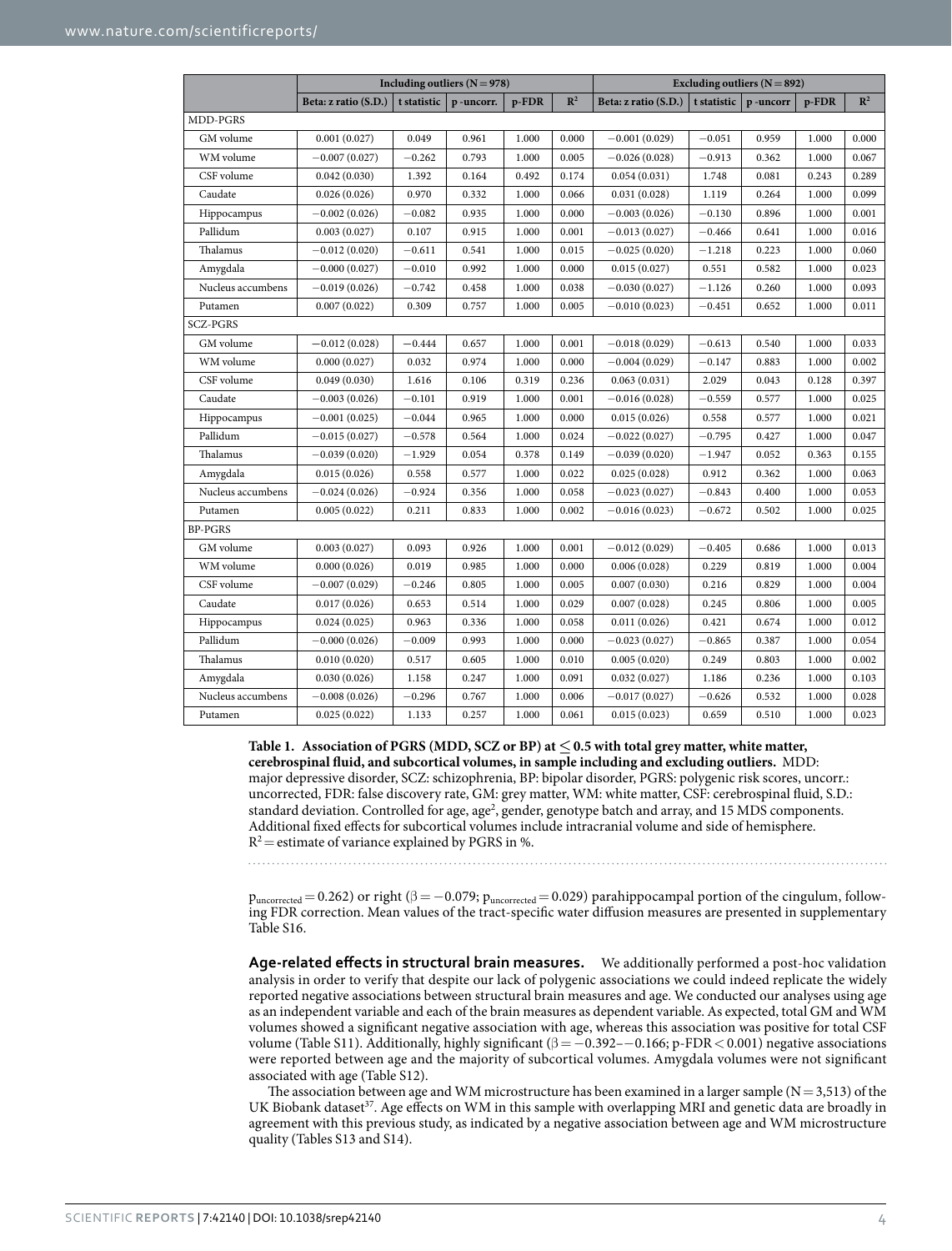| | Including outliers (N = 978) | | | | | Excluding outliers (N = 892) | | | | |
|---|---|---|---|---|---|---|---|---|---|---|
| | Beta: z ratio (S.D.) | t statistic | p -uncorr. | p-FDR | $R^2$ | Beta: z ratio (S.D.) | t statistic | p -uncorr | p-FDR | $R^2$ |
| MDD-PGRS | | | | | | | | | | |
| GM volume | 0.001 (0.027) | 0.049 | 0.961 | 1.000 | 0.000 | −0.001 (0.029) | −0.051 | 0.959 | 1.000 | 0.000 |
| WM volume | −0.007 (0.027) | −0.262 | 0.793 | 1.000 | 0.005 | −0.026 (0.028) | −0.913 | 0.362 | 1.000 | 0.067 |
| CSF volume | 0.042 (0.030) | 1.392 | 0.164 | 0.492 | 0.174 | 0.054 (0.031) | 1.748 | 0.081 | 0.243 | 0.289 |
| Caudate | 0.026 (0.026) | 0.970 | 0.332 | 1.000 | 0.066 | 0.031 (0.028) | 1.119 | 0.264 | 1.000 | 0.099 |
| Hippocampus | −0.002 (0.026) | −0.082 | 0.935 | 1.000 | 0.000 | −0.003 (0.026) | −0.130 | 0.896 | 1.000 | 0.001 |
| Pallidum | 0.003 (0.027) | 0.107 | 0.915 | 1.000 | 0.001 | −0.013 (0.027) | −0.466 | 0.641 | 1.000 | 0.016 |
| Thalamus | −0.012 (0.020) | −0.611 | 0.541 | 1.000 | 0.015 | −0.025 (0.020) | −1.218 | 0.223 | 1.000 | 0.060 |
| Amygdala | −0.000 (0.027) | −0.010 | 0.992 | 1.000 | 0.000 | 0.015 (0.027) | 0.551 | 0.582 | 1.000 | 0.023 |
| Nucleus accumbens | −0.019 (0.026) | −0.742 | 0.458 | 1.000 | 0.038 | −0.030 (0.027) | −1.126 | 0.260 | 1.000 | 0.093 |
| Putamen | 0.007 (0.022) | 0.309 | 0.757 | 1.000 | 0.005 | −0.010 (0.023) | −0.451 | 0.652 | 1.000 | 0.011 |
| SCZ-PGRS | | | | | | | | | | |
| GM volume | −0.012 (0.028) | −0.444 | 0.657 | 1.000 | 0.001 | −0.018 (0.029) | −0.613 | 0.540 | 1.000 | 0.033 |
| WM volume | 0.000 (0.027) | 0.032 | 0.974 | 1.000 | 0.000 | −0.004 (0.029) | −0.147 | 0.883 | 1.000 | 0.002 |
| CSF volume | 0.049 (0.030) | 1.616 | 0.106 | 0.319 | 0.236 | 0.063 (0.031) | 2.029 | 0.043 | 0.128 | 0.397 |
| Caudate | −0.003 (0.026) | −0.101 | 0.919 | 1.000 | 0.001 | −0.016 (0.028) | −0.559 | 0.577 | 1.000 | 0.025 |
| Hippocampus | −0.001 (0.025) | −0.044 | 0.965 | 1.000 | 0.000 | 0.015 (0.026) | 0.558 | 0.577 | 1.000 | 0.021 |
| Pallidum | −0.015 (0.027) | −0.578 | 0.564 | 1.000 | 0.024 | −0.022 (0.027) | −0.795 | 0.427 | 1.000 | 0.047 |
| Thalamus | −0.039 (0.020) | −1.929 | 0.054 | 0.378 | 0.149 | −0.039 (0.020) | −1.947 | 0.052 | 0.363 | 0.155 |
| Amygdala | 0.015 (0.026) | 0.558 | 0.577 | 1.000 | 0.022 | 0.025 (0.028) | 0.912 | 0.362 | 1.000 | 0.063 |
| Nucleus accumbens | −0.024 (0.026) | −0.924 | 0.356 | 1.000 | 0.058 | −0.023 (0.027) | −0.843 | 0.400 | 1.000 | 0.053 |
| Putamen | 0.005 (0.022) | 0.211 | 0.833 | 1.000 | 0.002 | −0.016 (0.023) | −0.672 | 0.502 | 1.000 | 0.025 |
| BP-PGRS | | | | | | | | | | |
| GM volume | 0.003 (0.027) | 0.093 | 0.926 | 1.000 | 0.001 | −0.012 (0.029) | −0.405 | 0.686 | 1.000 | 0.013 |
| WM volume | 0.000 (0.026) | 0.019 | 0.985 | 1.000 | 0.000 | 0.006 (0.028) | 0.229 | 0.819 | 1.000 | 0.004 |
| CSF volume | −0.007 (0.029) | −0.246 | 0.805 | 1.000 | 0.005 | 0.007 (0.030) | 0.216 | 0.829 | 1.000 | 0.004 |
| Caudate | 0.017 (0.026) | 0.653 | 0.514 | 1.000 | 0.029 | 0.007 (0.028) | 0.245 | 0.806 | 1.000 | 0.005 |
| Hippocampus | 0.024 (0.025) | 0.963 | 0.336 | 1.000 | 0.058 | 0.011 (0.026) | 0.421 | 0.674 | 1.000 | 0.012 |
| Pallidum | −0.000 (0.026) | −0.009 | 0.993 | 1.000 | 0.000 | −0.023 (0.027) | −0.865 | 0.387 | 1.000 | 0.054 |
| Thalamus | 0.010 (0.020) | 0.517 | 0.605 | 1.000 | 0.010 | 0.005 (0.020) | 0.249 | 0.803 | 1.000 | 0.002 |
| Amygdala | 0.030 (0.026) | 1.158 | 0.247 | 1.000 | 0.091 | 0.032 (0.027) | 1.186 | 0.236 | 1.000 | 0.103 |
| Nucleus accumbens | −0.008 (0.026) | −0.296 | 0.767 | 1.000 | 0.006 | −0.017 (0.027) | −0.626 | 0.532 | 1.000 | 0.028 |
| Putamen | 0.025 (0.022) | 1.133 | 0.257 | 1.000 | 0.061 | 0.015 (0.023) | 0.659 | 0.510 | 1.000 | 0.023 |

**Table 1. Association of PGRS (MDD, SCZ or BP) at ≤ 0.5 with total grey matter, white matter, cerebrospinal fluid, and subcortical volumes, in sample including and excluding outliers.** MDD: major depressive disorder, SCZ: schizophrenia, BP: bipolar disorder, PGRS: polygenic risk scores, uncorr.: uncorrected, FDR: false discovery rate, GM: grey matter, WM: white matter, CSF: cerebrospinal fluid, S.D.: standard deviation. Controlled for age, age$^2$, gender, genotype batch and array, and 15 MDS components. Additional fixed effects for subcortical volumes include intracranial volume and side of hemisphere. $R^2$ = estimate of variance explained by PGRS in %.

$p_{uncorrected} = 0.262$) or right ($\beta = -0.079$; $p_{uncorrected} = 0.029$) parahippocampal portion of the cingulum, following FDR correction. Mean values of the tract-specific water diffusion measures are presented in supplementary Table S16.

**Age-related effects in structural brain measures.** We additionally performed a post-hoc validation analysis in order to verify that despite our lack of polygenic associations we could indeed replicate the widely reported negative associations between structural brain measures and age. We conducted our analyses using age as an independent variable and each of the brain measures as dependent variable. As expected, total GM and WM volumes showed a significant negative association with age, whereas this association was positive for total CSF volume (Table S11). Additionally, highly significant ($\beta = -0.392$–$-0.166$; p-FDR < 0.001) negative associations were reported between age and the majority of subcortical volumes. Amygdala volumes were not significant associated with age (Table S12).

The association between age and WM microstructure has been examined in a larger sample (N = 3,513) of the UK Biobank dataset[37]. Age effects on WM in this sample with overlapping MRI and genetic data are broadly in agreement with this previous study, as indicated by a negative association between age and WM microstructure quality (Tables S13 and S14).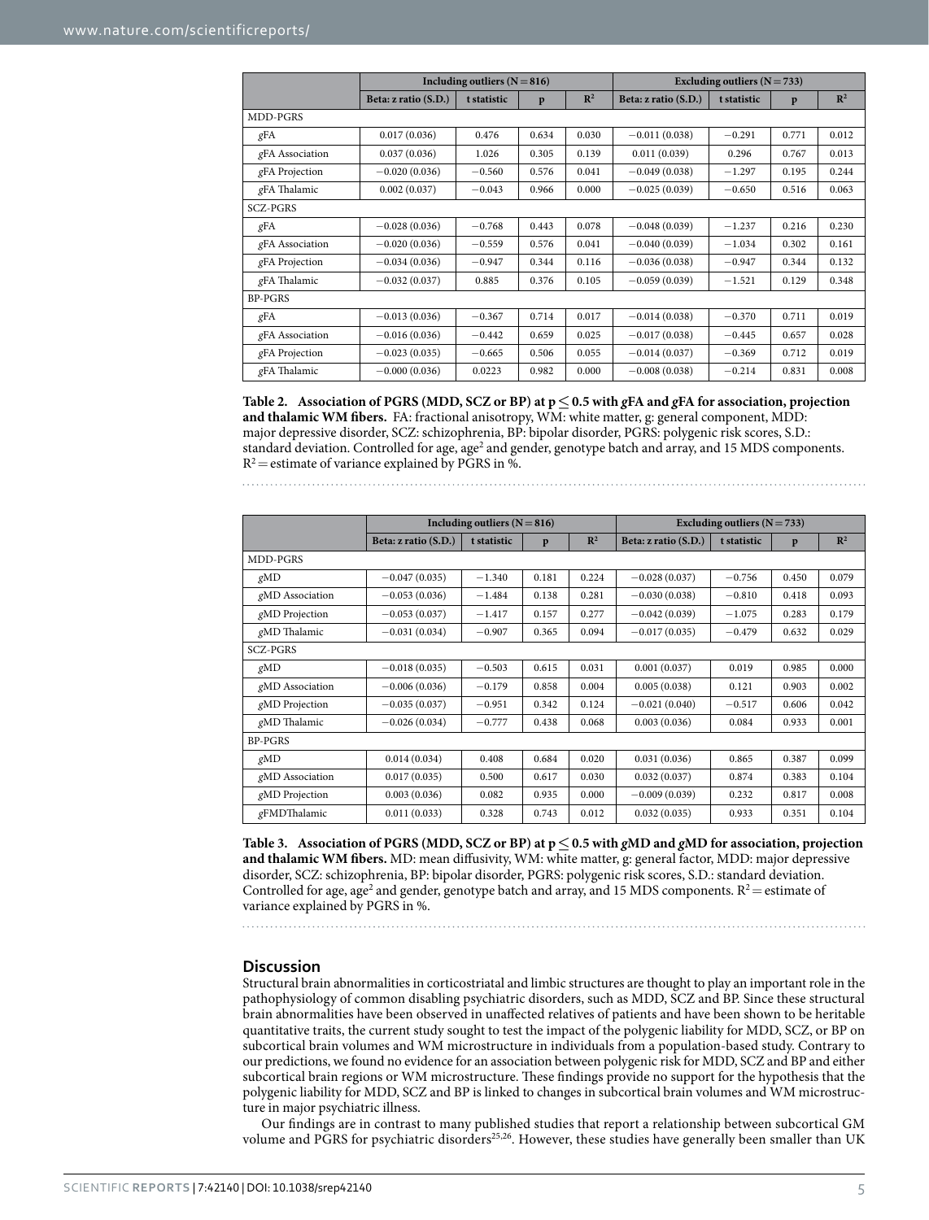| | Including outliers (N = 816) | | | | Excluding outliers (N = 733) | | | |
|---|---|---|---|---|---|---|---|---|
| | Beta: z ratio (S.D.) | t statistic | p | $R^2$ | Beta: z ratio (S.D.) | t statistic | p | $R^2$ |
| MDD-PGRS | | | | | | | | |
| *g*FA | 0.017 (0.036) | 0.476 | 0.634 | 0.030 | −0.011 (0.038) | −0.291 | 0.771 | 0.012 |
| *g*FA Association | 0.037 (0.036) | 1.026 | 0.305 | 0.139 | 0.011 (0.039) | 0.296 | 0.767 | 0.013 |
| *g*FA Projection | −0.020 (0.036) | −0.560 | 0.576 | 0.041 | −0.049 (0.038) | −1.297 | 0.195 | 0.244 |
| *g*FA Thalamic | 0.002 (0.037) | −0.043 | 0.966 | 0.000 | −0.025 (0.039) | −0.650 | 0.516 | 0.063 |
| SCZ-PGRS | | | | | | | | |
| *g*FA | −0.028 (0.036) | −0.768 | 0.443 | 0.078 | −0.048 (0.039) | −1.237 | 0.216 | 0.230 |
| *g*FA Association | −0.020 (0.036) | −0.559 | 0.576 | 0.041 | −0.040 (0.039) | −1.034 | 0.302 | 0.161 |
| *g*FA Projection | −0.034 (0.036) | −0.947 | 0.344 | 0.116 | −0.036 (0.038) | −0.947 | 0.344 | 0.132 |
| *g*FA Thalamic | −0.032 (0.037) | 0.885 | 0.376 | 0.105 | −0.059 (0.039) | −1.521 | 0.129 | 0.348 |
| BP-PGRS | | | | | | | | |
| *g*FA | −0.013 (0.036) | −0.367 | 0.714 | 0.017 | −0.014 (0.038) | −0.370 | 0.711 | 0.019 |
| *g*FA Association | −0.016 (0.036) | −0.442 | 0.659 | 0.025 | −0.017 (0.038) | −0.445 | 0.657 | 0.028 |
| *g*FA Projection | −0.023 (0.035) | −0.665 | 0.506 | 0.055 | −0.014 (0.037) | −0.369 | 0.712 | 0.019 |
| *g*FA Thalamic | −0.000 (0.036) | 0.0223 | 0.982 | 0.000 | −0.008 (0.038) | −0.214 | 0.831 | 0.008 |

**Table 2. Association of PGRS (MDD, SCZ or BP) at p ≤ 0.5 with *g*FA and *g*FA for association, projection and thalamic WM fibers.** FA: fractional anisotropy, WM: white matter, g: general component, MDD: major depressive disorder, SCZ: schizophrenia, BP: bipolar disorder, PGRS: polygenic risk scores, S.D.: standard deviation. Controlled for age, age$^2$ and gender, genotype batch and array, and 15 MDS components. $R^2$ = estimate of variance explained by PGRS in %.

| | Including outliers (N = 816) | | | | Excluding outliers (N = 733) | | | |
|---|---|---|---|---|---|---|---|---|
| | Beta: z ratio (S.D.) | t statistic | p | $R^2$ | Beta: z ratio (S.D.) | t statistic | p | $R^2$ |
| MDD-PGRS | | | | | | | | |
| *g*MD | −0.047 (0.035) | −1.340 | 0.181 | 0.224 | −0.028 (0.037) | −0.756 | 0.450 | 0.079 |
| *g*MD Association | −0.053 (0.036) | −1.484 | 0.138 | 0.281 | −0.030 (0.038) | −0.810 | 0.418 | 0.093 |
| *g*MD Projection | −0.053 (0.037) | −1.417 | 0.157 | 0.277 | −0.042 (0.039) | −1.075 | 0.283 | 0.179 |
| *g*MD Thalamic | −0.031 (0.034) | −0.907 | 0.365 | 0.094 | −0.017 (0.035) | −0.479 | 0.632 | 0.029 |
| SCZ-PGRS | | | | | | | | |
| *g*MD | −0.018 (0.035) | −0.503 | 0.615 | 0.031 | 0.001 (0.037) | 0.019 | 0.985 | 0.000 |
| *g*MD Association | −0.006 (0.036) | −0.179 | 0.858 | 0.004 | 0.005 (0.038) | 0.121 | 0.903 | 0.002 |
| *g*MD Projection | −0.035 (0.037) | −0.951 | 0.342 | 0.124 | −0.021 (0.040) | −0.517 | 0.606 | 0.042 |
| *g*MD Thalamic | −0.026 (0.034) | −0.777 | 0.438 | 0.068 | 0.003 (0.036) | 0.084 | 0.933 | 0.001 |
| BP-PGRS | | | | | | | | |
| *g*MD | 0.014 (0.034) | 0.408 | 0.684 | 0.020 | 0.031 (0.036) | 0.865 | 0.387 | 0.099 |
| *g*MD Association | 0.017 (0.035) | 0.500 | 0.617 | 0.030 | 0.032 (0.037) | 0.874 | 0.383 | 0.104 |
| *g*MD Projection | 0.003 (0.036) | 0.082 | 0.935 | 0.000 | −0.009 (0.039) | 0.232 | 0.817 | 0.008 |
| *g*FMDThalamic | 0.011 (0.033) | 0.328 | 0.743 | 0.012 | 0.032 (0.035) | 0.933 | 0.351 | 0.104 |

**Table 3. Association of PGRS (MDD, SCZ or BP) at p ≤ 0.5 with *g*MD and *g*MD for association, projection and thalamic WM fibers.** MD: mean diffusivity, WM: white matter, g: general factor, MDD: major depressive disorder, SCZ: schizophrenia, BP: bipolar disorder, PGRS: polygenic risk scores, S.D.: standard deviation. Controlled for age, age$^2$ and gender, genotype batch and array, and 15 MDS components. $R^2$ = estimate of variance explained by PGRS in %.

## Discussion

Structural brain abnormalities in corticostriatal and limbic structures are thought to play an important role in the pathophysiology of common disabling psychiatric disorders, such as MDD, SCZ and BP. Since these structural brain abnormalities have been observed in unaffected relatives of patients and have been shown to be heritable quantitative traits, the current study sought to test the impact of the polygenic liability for MDD, SCZ, or BP on subcortical brain volumes and WM microstructure in individuals from a population-based study. Contrary to our predictions, we found no evidence for an association between polygenic risk for MDD, SCZ and BP and either subcortical brain regions or WM microstructure. These findings provide no support for the hypothesis that the polygenic liability for MDD, SCZ and BP is linked to changes in subcortical brain volumes and WM microstructure in major psychiatric illness.

Our findings are in contrast to many published studies that report a relationship between subcortical GM volume and PGRS for psychiatric disorders[25,26]. However, these studies have generally been smaller than UK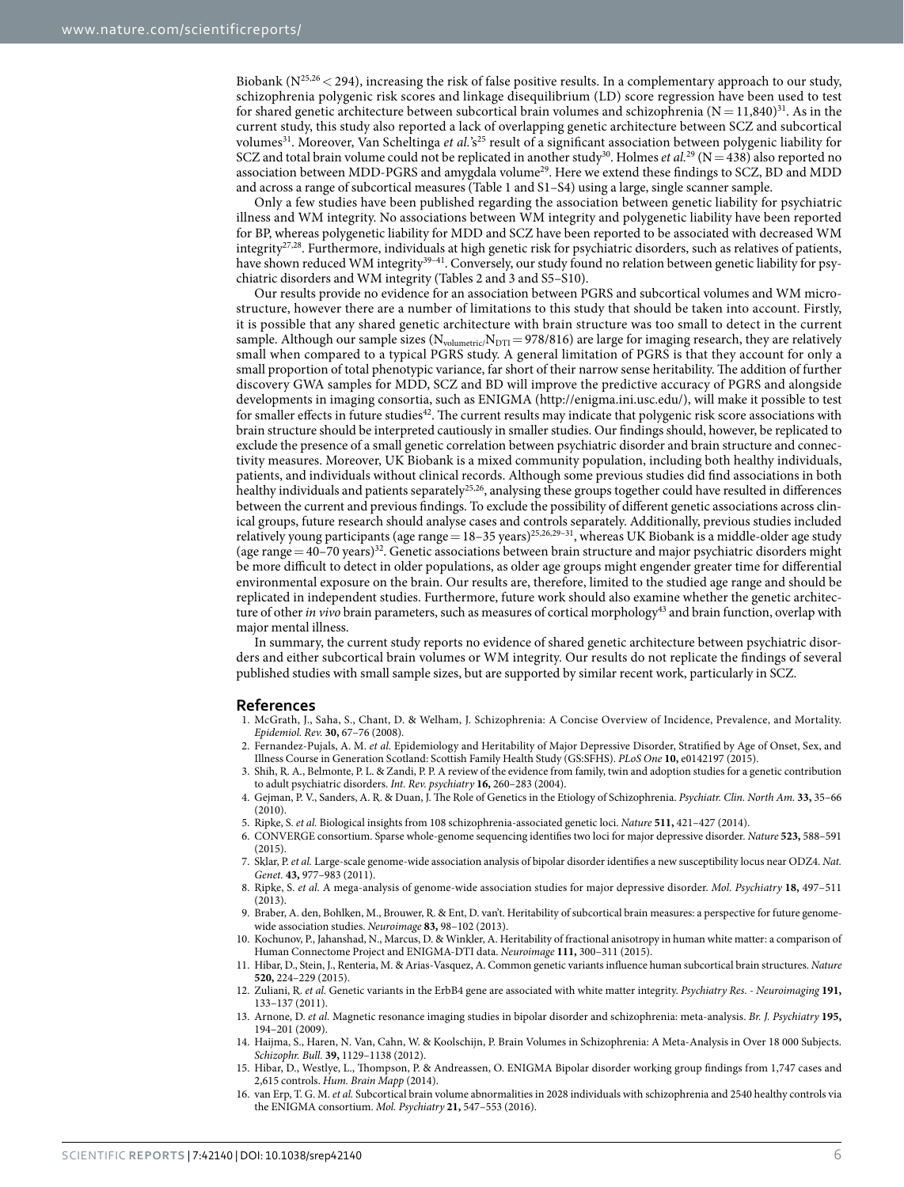Biobank ($N^{25,26} < 294$), increasing the risk of false positive results. In a complementary approach to our study, schizophrenia polygenic risk scores and linkage disequilibrium (LD) score regression have been used to test for shared genetic architecture between subcortical brain volumes and schizophrenia (N = 11,840)[31]. As in the current study, this study also reported a lack of overlapping genetic architecture between SCZ and subcortical volumes[31]. Moreover, Van Scheltinga *et al.*'s[25] result of a significant association between polygenic liability for SCZ and total brain volume could not be replicated in another study[30]. Holmes *et al.*[29] (N = 438) also reported no association between MDD-PGRS and amygdala volume[29]. Here we extend these findings to SCZ, BD and MDD and across a range of subcortical measures (Table 1 and S1–S4) using a large, single scanner sample.

Only a few studies have been published regarding the association between genetic liability for psychiatric illness and WM integrity. No associations between WM integrity and polygenetic liability have been reported for BP, whereas polygenetic liability for MDD and SCZ have been reported to be associated with decreased WM integrity[27,28]. Furthermore, individuals at high genetic risk for psychiatric disorders, such as relatives of patients, have shown reduced WM integrity[39–41]. Conversely, our study found no relation between genetic liability for psychiatric disorders and WM integrity (Tables 2 and 3 and S5–S10).

Our results provide no evidence for an association between PGRS and subcortical volumes and WM microstructure, however there are a number of limitations to this study that should be taken into account. Firstly, it is possible that any shared genetic architecture with brain structure was too small to detect in the current sample. Although our sample sizes ($N_{volumetric}/N_{DTI} = 978/816$) are large for imaging research, they are relatively small when compared to a typical PGRS study. A general limitation of PGRS is that they account for only a small proportion of total phenotypic variance, far short of their narrow sense heritability. The addition of further discovery GWA samples for MDD, SCZ and BD will improve the predictive accuracy of PGRS and alongside developments in imaging consortia, such as ENIGMA (http://enigma.ini.usc.edu/), will make it possible to test for smaller effects in future studies[42]. The current results may indicate that polygenic risk score associations with brain structure should be interpreted cautiously in smaller studies. Our findings should, however, be replicated to exclude the presence of a small genetic correlation between psychiatric disorder and brain structure and connectivity measures. Moreover, UK Biobank is a mixed community population, including both healthy individuals, patients, and individuals without clinical records. Although some previous studies did find associations in both healthy individuals and patients separately[25,26], analysing these groups together could have resulted in differences between the current and previous findings. To exclude the possibility of different genetic associations across clinical groups, future research should analyse cases and controls separately. Additionally, previous studies included relatively young participants (age range = 18–35 years)[25,26,29–31], whereas UK Biobank is a middle-older age study (age range = 40–70 years)[32]. Genetic associations between brain structure and major psychiatric disorders might be more difficult to detect in older populations, as older age groups might engender greater time for differential environmental exposure on the brain. Our results are, therefore, limited to the studied age range and should be replicated in independent studies. Furthermore, future work should also examine whether the genetic architecture of other *in vivo* brain parameters, such as measures of cortical morphology[43] and brain function, overlap with major mental illness.

In summary, the current study reports no evidence of shared genetic architecture between psychiatric disorders and either subcortical brain volumes or WM integrity. Our results do not replicate the findings of several published studies with small sample sizes, but are supported by similar recent work, particularly in SCZ.

## References

1. McGrath, J., Saha, S., Chant, D. & Welham, J. Schizophrenia: A Concise Overview of Incidence, Prevalence, and Mortality. *Epidemiol. Rev.* **30,** 67–76 (2008).
2. Fernandez-Pujals, A. M. *et al.* Epidemiology and Heritability of Major Depressive Disorder, Stratified by Age of Onset, Sex, and Illness Course in Generation Scotland: Scottish Family Health Study (GS:SFHS). *PLoS One* **10,** e0142197 (2015).
3. Shih, R. A., Belmonte, P. L. & Zandi, P. P. A review of the evidence from family, twin and adoption studies for a genetic contribution to adult psychiatric disorders. *Int. Rev. psychiatry* **16,** 260–283 (2004).
4. Gejman, P. V., Sanders, A. R. & Duan, J. The Role of Genetics in the Etiology of Schizophrenia. *Psychiatr. Clin. North Am.* **33,** 35–66 (2010).
5. Ripke, S. *et al.* Biological insights from 108 schizophrenia-associated genetic loci. *Nature* **511,** 421–427 (2014).
6. CONVERGE consortium. Sparse whole-genome sequencing identifies two loci for major depressive disorder. *Nature* **523,** 588–591 (2015).
7. Sklar, P. *et al.* Large-scale genome-wide association analysis of bipolar disorder identifies a new susceptibility locus near ODZ4. *Nat. Genet.* **43,** 977–983 (2011).
8. Ripke, S. *et al.* A mega-analysis of genome-wide association studies for major depressive disorder. *Mol. Psychiatry* **18,** 497–511 (2013).
9. Braber, A. den, Bohlken, M., Brouwer, R. & Ent, D. van't. Heritability of subcortical brain measures: a perspective for future genome-wide association studies. *Neuroimage* **83,** 98–102 (2013).
10. Kochunov, P., Jahanshad, N., Marcus, D. & Winkler, A. Heritability of fractional anisotropy in human white matter: a comparison of Human Connectome Project and ENIGMA-DTI data. *Neuroimage* **111,** 300–311 (2015).
11. Hibar, D., Stein, J., Renteria, M. & Arias-Vasquez, A. Common genetic variants influence human subcortical brain structures. *Nature* **520,** 224–229 (2015).
12. Zuliani, R. *et al.* Genetic variants in the ErbB4 gene are associated with white matter integrity. *Psychiatry Res. - Neuroimaging* **191,** 133–137 (2011).
13. Arnone, D. *et al.* Magnetic resonance imaging studies in bipolar disorder and schizophrenia: meta-analysis. *Br. J. Psychiatry* **195,** 194–201 (2009).
14. Haijma, S., Haren, N. Van, Cahn, W. & Koolschijn, P. Brain Volumes in Schizophrenia: A Meta-Analysis in Over 18 000 Subjects. *Schizophr. Bull.* **39,** 1129–1138 (2012).
15. Hibar, D., Westlye, L., Thompson, P. & Andreassen, O. ENIGMA Bipolar disorder working group findings from 1,747 cases and 2,615 controls. *Hum. Brain Mapp* (2014).
16. van Erp, T. G. M. *et al.* Subcortical brain volume abnormalities in 2028 individuals with schizophrenia and 2540 healthy controls via the ENIGMA consortium. *Mol. Psychiatry* **21,** 547–553 (2016).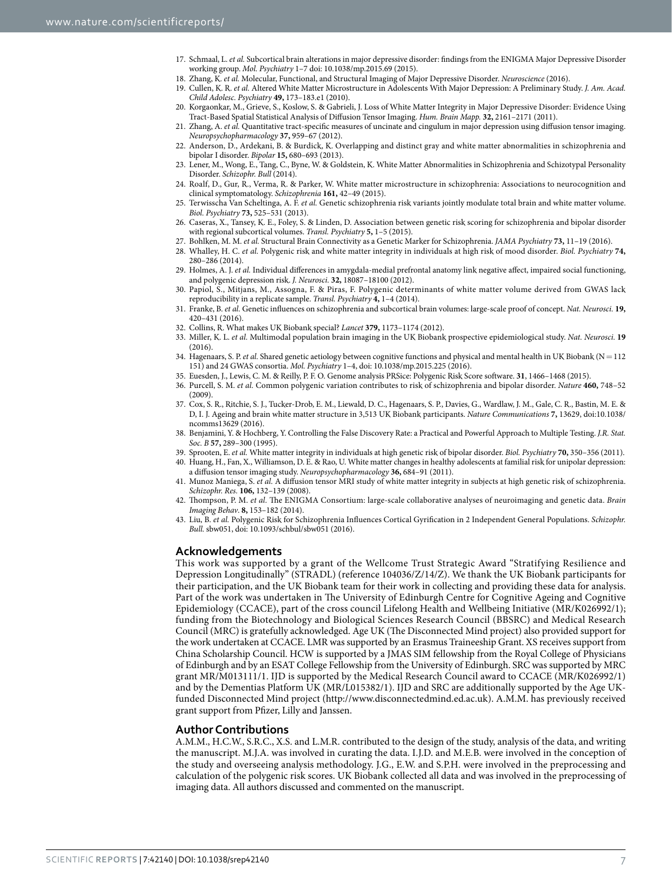17. Schmaal, L. *et al.* Subcortical brain alterations in major depressive disorder: findings from the ENIGMA Major Depressive Disorder working group. *Mol. Psychiatry* 1–7 doi: 10.1038/mp.2015.69 (2015).
18. Zhang, K. *et al.* Molecular, Functional, and Structural Imaging of Major Depressive Disorder. *Neuroscience* (2016).
19. Cullen, K. R. *et al.* Altered White Matter Microstructure in Adolescents With Major Depression: A Preliminary Study. *J. Am. Acad. Child Adolesc. Psychiatry* **49,** 173–183.e1 (2010).
20. Korgaonkar, M., Grieve, S., Koslow, S. & Gabrieli, J. Loss of White Matter Integrity in Major Depressive Disorder: Evidence Using Tract-Based Spatial Statistical Analysis of Diffusion Tensor Imaging. *Hum. Brain Mapp.* **32,** 2161–2171 (2011).
21. Zhang, A. *et al.* Quantitative tract-specific measures of uncinate and cingulum in major depression using diffusion tensor imaging. *Neuropsychopharmacology* **37,** 959–67 (2012).
22. Anderson, D., Ardekani, B. & Burdick, K. Overlapping and distinct gray and white matter abnormalities in schizophrenia and bipolar I disorder. *Bipolar* **15,** 680–693 (2013).
23. Lener, M., Wong, E., Tang, C., Byne, W. & Goldstein, K. White Matter Abnormalities in Schizophrenia and Schizotypal Personality Disorder. *Schizophr. Bull* (2014).
24. Roalf, D., Gur, R., Verma, R. & Parker, W. White matter microstructure in schizophrenia: Associations to neurocognition and clinical symptomatology. *Schizophrenia* **161,** 42–49 (2015).
25. Terwisscha Van Scheltinga, A. F. *et al.* Genetic schizophrenia risk variants jointly modulate total brain and white matter volume. *Biol. Psychiatry* **73,** 525–531 (2013).
26. Caseras, X., Tansey, K. E., Foley, S. & Linden, D. Association between genetic risk scoring for schizophrenia and bipolar disorder with regional subcortical volumes. *Transl. Psychiatry* **5,** 1–5 (2015).
27. Bohlken, M. M. *et al.* Structural Brain Connectivity as a Genetic Marker for Schizophrenia. *JAMA Psychiatry* **73,** 11–19 (2016).
28. Whalley, H. C. *et al.* Polygenic risk and white matter integrity in individuals at high risk of mood disorder. *Biol. Psychiatry* **74,** 280–286 (2014).
29. Holmes, A. J. *et al.* Individual differences in amygdala-medial prefrontal anatomy link negative affect, impaired social functioning, and polygenic depression risk. *J. Neurosci.* **32,** 18087–18100 (2012).
30. Papiol, S., Mitjans, M., Assogna, F. & Piras, F. Polygenic determinants of white matter volume derived from GWAS lack reproducibility in a replicate sample. *Transl. Psychiatry* **4,** 1–4 (2014).
31. Franke, B. *et al.* Genetic influences on schizophrenia and subcortical brain volumes: large-scale proof of concept. *Nat. Neurosci.* **19,** 420–431 (2016).
32. Collins, R. What makes UK Biobank special? *Lancet* **379,** 1173–1174 (2012).
33. Miller, K. L. *et al.* Multimodal population brain imaging in the UK Biobank prospective epidemiological study. *Nat. Neurosci.* **19** (2016).
34. Hagenaars, S. P. *et al.* Shared genetic aetiology between cognitive functions and physical and mental health in UK Biobank (N = 112 151) and 24 GWAS consortia. *Mol. Psychiatry* 1–4, doi: 10.1038/mp.2015.225 (2016).
35. Euesden, J., Lewis, C. M. & Reilly, P. F. O. Genome analysis PRSice: Polygenic Risk Score software. **31**, 1466–1468 (2015).
36. Purcell, S. M. *et al.* Common polygenic variation contributes to risk of schizophrenia and bipolar disorder. *Nature* **460,** 748–52 (2009).
37. Cox, S. R., Ritchie, S. J., Tucker-Drob, E. M., Liewald, D. C., Hagenaars, S. P., Davies, G., Wardlaw, J. M., Gale, C. R., Bastin, M. E. & D, I. J. Ageing and brain white matter structure in 3,513 UK Biobank participants. *Nature Communications* **7,** 13629, doi:10.1038/ncomms13629 (2016).
38. Benjamini, Y. & Hochberg, Y. Controlling the False Discovery Rate: a Practical and Powerful Approach to Multiple Testing. *J.R. Stat. Soc. B* **57,** 289–300 (1995).
39. Sprooten, E. *et al.* White matter integrity in individuals at high genetic risk of bipolar disorder. *Biol. Psychiatry* **70,** 350–356 (2011).
40. Huang, H., Fan, X., Williamson, D. E. & Rao, U. White matter changes in healthy adolescents at familial risk for unipolar depression: a diffusion tensor imaging study. *Neuropsychopharmacology* **36,** 684–91 (2011).
41. Munoz Maniega, S. *et al.* A diffusion tensor MRI study of white matter integrity in subjects at high genetic risk of schizophrenia. *Schizophr. Res.* **106,** 132–139 (2008).
42. Thompson, P. M. *et al.* The ENIGMA Consortium: large-scale collaborative analyses of neuroimaging and genetic data. *Brain Imaging Behav*. **8,** 153–182 (2014).
43. Liu, B. *et al.* Polygenic Risk for Schizophrenia Influences Cortical Gyrification in 2 Independent General Populations. *Schizophr. Bull.* sbw051, doi: 10.1093/schbul/sbw051 (2016).

## Acknowledgements

This work was supported by a grant of the Wellcome Trust Strategic Award "Stratifying Resilience and Depression Longitudinally" (STRADL) (reference 104036/Z/14/Z). We thank the UK Biobank participants for their participation, and the UK Biobank team for their work in collecting and providing these data for analysis. Part of the work was undertaken in The University of Edinburgh Centre for Cognitive Ageing and Cognitive Epidemiology (CCACE), part of the cross council Lifelong Health and Wellbeing Initiative (MR/K026992/1); funding from the Biotechnology and Biological Sciences Research Council (BBSRC) and Medical Research Council (MRC) is gratefully acknowledged. Age UK (The Disconnected Mind project) also provided support for the work undertaken at CCACE. LMR was supported by an Erasmus Traineeship Grant. XS receives support from China Scholarship Council. HCW is supported by a JMAS SIM fellowship from the Royal College of Physicians of Edinburgh and by an ESAT College Fellowship from the University of Edinburgh. SRC was supported by MRC grant MR/M013111/1. IJD is supported by the Medical Research Council award to CCACE (MR/K026992/1) and by the Dementias Platform UK (MR/L015382/1). IJD and SRC are additionally supported by the Age UK-funded Disconnected Mind project (http://www.disconnectedmind.ed.ac.uk). A.M.M. has previously received grant support from Pfizer, Lilly and Janssen.

## Author Contributions

A.M.M., H.C.W., S.R.C., X.S. and L.M.R. contributed to the design of the study, analysis of the data, and writing the manuscript. M.J.A. was involved in curating the data. I.J.D. and M.E.B. were involved in the conception of the study and overseeing analysis methodology. J.G., E.W. and S.P.H. were involved in the preprocessing and calculation of the polygenic risk scores. UK Biobank collected all data and was involved in the preprocessing of imaging data. All authors discussed and commented on the manuscript.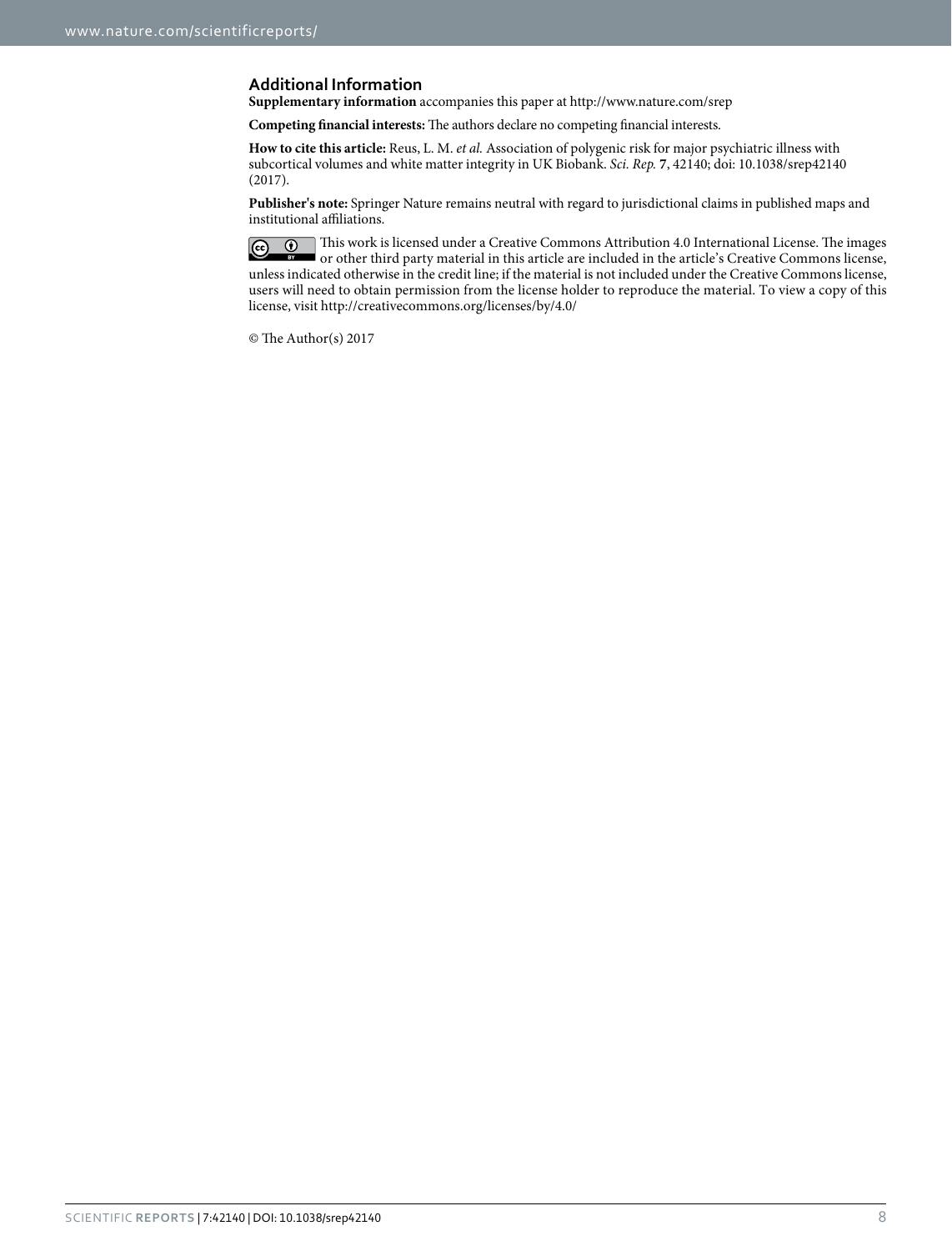## Additional Information

**Supplementary information** accompanies this paper at http://www.nature.com/srep

**Competing financial interests:** The authors declare no competing financial interests.

**How to cite this article:** Reus, L. M. *et al.* Association of polygenic risk for major psychiatric illness with subcortical volumes and white matter integrity in UK Biobank. *Sci. Rep.* **7**, 42140; doi: 10.1038/srep42140 (2017).

**Publisher's note:** Springer Nature remains neutral with regard to jurisdictional claims in published maps and institutional affiliations.

This work is licensed under a Creative Commons Attribution 4.0 International License. The images or other third party material in this article are included in the article's Creative Commons license, unless indicated otherwise in the credit line; if the material is not included under the Creative Commons license, users will need to obtain permission from the license holder to reproduce the material. To view a copy of this license, visit http://creativecommons.org/licenses/by/4.0/

© The Author(s) 2017